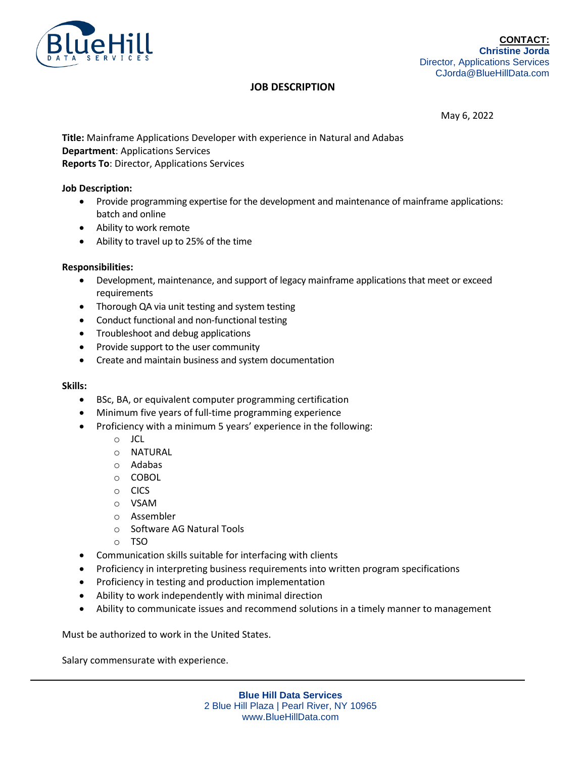**CONTACT:**
**Christine Jorda**
Director, Applications Services
CJorda@BlueHillData.com

# JOB DESCRIPTION

May 6, 2022

**Title:** Mainframe Applications Developer with experience in Natural and Adabas
**Department**: Applications Services
**Reports To**: Director, Applications Services

**Job Description:**

- Provide programming expertise for the development and maintenance of mainframe applications: batch and online
- Ability to work remote
- Ability to travel up to 25% of the time

**Responsibilities:**

- Development, maintenance, and support of legacy mainframe applications that meet or exceed requirements
- Thorough QA via unit testing and system testing
- Conduct functional and non-functional testing
- Troubleshoot and debug applications
- Provide support to the user community
- Create and maintain business and system documentation

**Skills:**

- BSc, BA, or equivalent computer programming certification
- Minimum five years of full-time programming experience
- Proficiency with a minimum 5 years' experience in the following:
    - JCL
    - NATURAL
    - Adabas
    - COBOL
    - CICS
    - VSAM
    - Assembler
    - Software AG Natural Tools
    - TSO
- Communication skills suitable for interfacing with clients
- Proficiency in interpreting business requirements into written program specifications
- Proficiency in testing and production implementation
- Ability to work independently with minimal direction
- Ability to communicate issues and recommend solutions in a timely manner to management

Must be authorized to work in the United States.

Salary commensurate with experience.

**Blue Hill Data Services**
2 Blue Hill Plaza | Pearl River, NY 10965
www.BlueHillData.com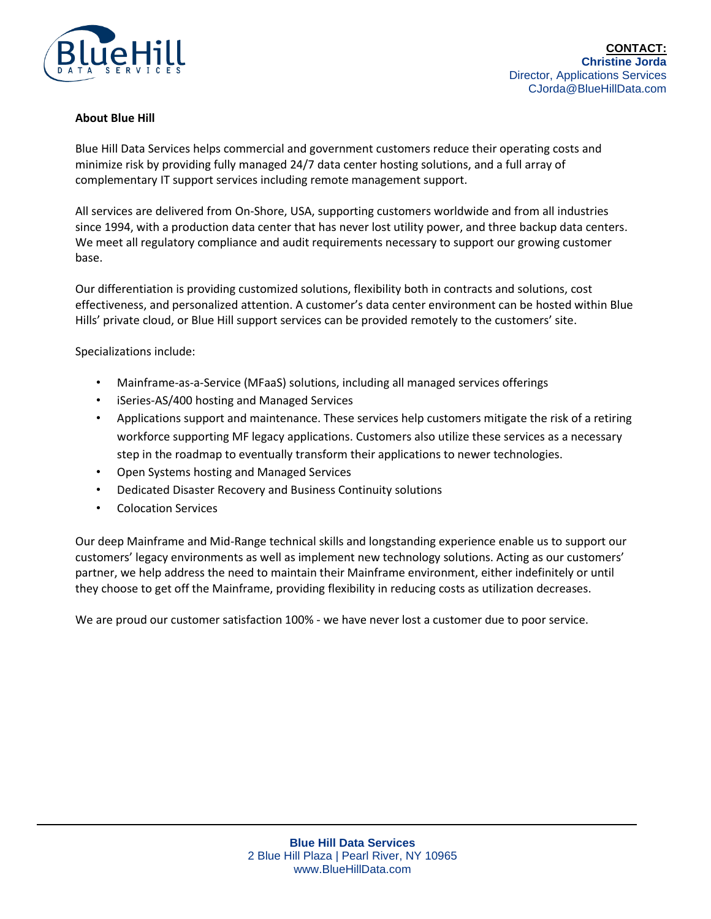**CONTACT:**
**Christine Jorda**
Director, Applications Services
CJorda@BlueHillData.com

**About Blue Hill**

Blue Hill Data Services helps commercial and government customers reduce their operating costs and minimize risk by providing fully managed 24/7 data center hosting solutions, and a full array of complementary IT support services including remote management support.

All services are delivered from On-Shore, USA, supporting customers worldwide and from all industries since 1994, with a production data center that has never lost utility power, and three backup data centers. We meet all regulatory compliance and audit requirements necessary to support our growing customer base.

Our differentiation is providing customized solutions, flexibility both in contracts and solutions, cost effectiveness, and personalized attention. A customer's data center environment can be hosted within Blue Hills' private cloud, or Blue Hill support services can be provided remotely to the customers' site.

Specializations include:

- Mainframe-as-a-Service (MFaaS) solutions, including all managed services offerings
- iSeries-AS/400 hosting and Managed Services
- Applications support and maintenance. These services help customers mitigate the risk of a retiring workforce supporting MF legacy applications. Customers also utilize these services as a necessary step in the roadmap to eventually transform their applications to newer technologies.
- Open Systems hosting and Managed Services
- Dedicated Disaster Recovery and Business Continuity solutions
- Colocation Services

Our deep Mainframe and Mid-Range technical skills and longstanding experience enable us to support our customers' legacy environments as well as implement new technology solutions. Acting as our customers' partner, we help address the need to maintain their Mainframe environment, either indefinitely or until they choose to get off the Mainframe, providing flexibility in reducing costs as utilization decreases.

We are proud our customer satisfaction 100% - we have never lost a customer due to poor service.

**Blue Hill Data Services**
2 Blue Hill Plaza | Pearl River, NY 10965
www.BlueHillData.com